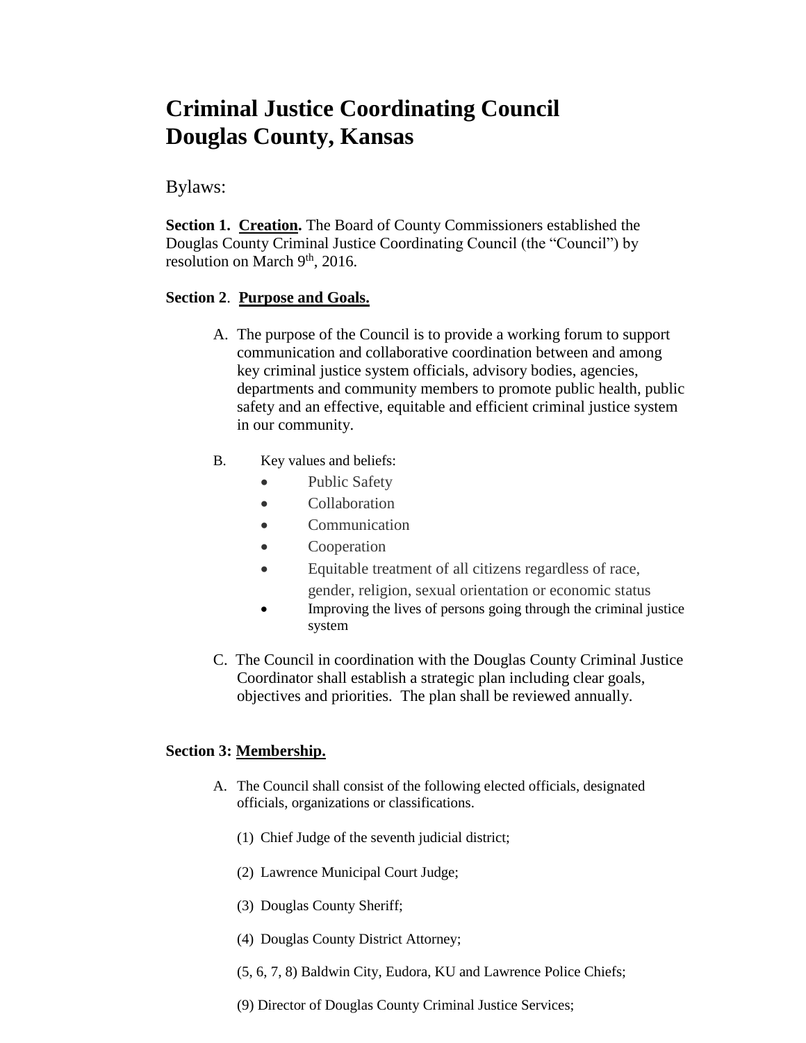# Criminal Justice Coordinating Council
# Douglas County, Kansas

Bylaws:

**Section 1. Creation.** The Board of County Commissioners established the Douglas County Criminal Justice Coordinating Council (the "Council") by resolution on March 9th, 2016.

**Section 2. Purpose and Goals.**

A. The purpose of the Council is to provide a working forum to support communication and collaborative coordination between and among key criminal justice system officials, advisory bodies, agencies, departments and community members to promote public health, public safety and an effective, equitable and efficient criminal justice system in our community.

B. Key values and beliefs:
- Public Safety
- Collaboration
- Communication
- Cooperation
- Equitable treatment of all citizens regardless of race, gender, religion, sexual orientation or economic status
- Improving the lives of persons going through the criminal justice system

C. The Council in coordination with the Douglas County Criminal Justice Coordinator shall establish a strategic plan including clear goals, objectives and priorities. The plan shall be reviewed annually.

**Section 3: Membership.**

A. The Council shall consist of the following elected officials, designated officials, organizations or classifications.

(1) Chief Judge of the seventh judicial district;

(2) Lawrence Municipal Court Judge;

(3) Douglas County Sheriff;

(4) Douglas County District Attorney;

(5, 6, 7, 8) Baldwin City, Eudora, KU and Lawrence Police Chiefs;

(9) Director of Douglas County Criminal Justice Services;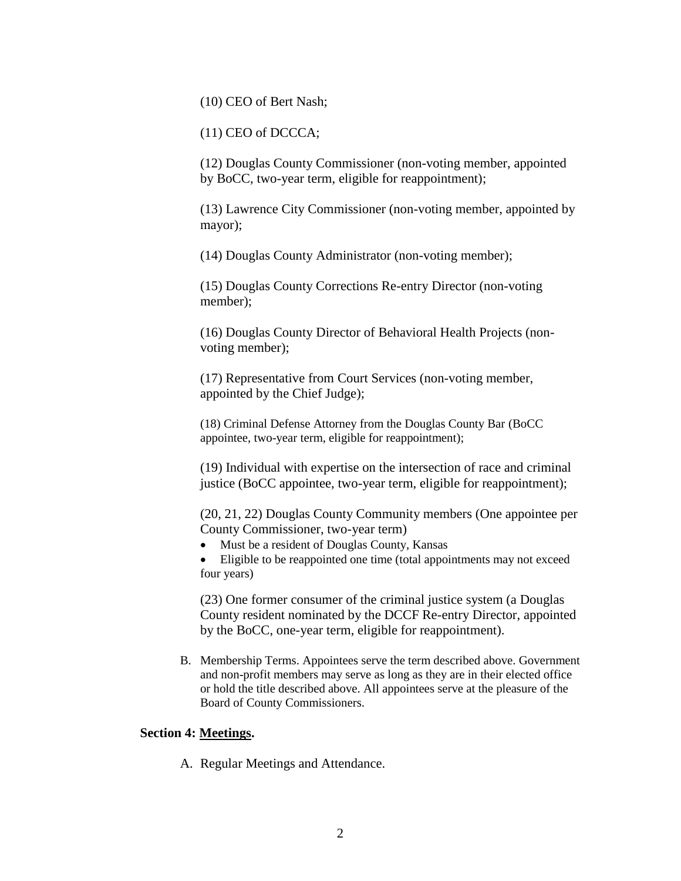(10) CEO of Bert Nash;

(11) CEO of DCCCA;

(12) Douglas County Commissioner (non-voting member, appointed by BoCC, two-year term, eligible for reappointment);

(13) Lawrence City Commissioner (non-voting member, appointed by mayor);

(14) Douglas County Administrator (non-voting member);

(15) Douglas County Corrections Re-entry Director (non-voting member);

(16) Douglas County Director of Behavioral Health Projects (non-voting member);

(17) Representative from Court Services (non-voting member, appointed by the Chief Judge);

(18) Criminal Defense Attorney from the Douglas County Bar (BoCC appointee, two-year term, eligible for reappointment);

(19) Individual with expertise on the intersection of race and criminal justice (BoCC appointee, two-year term, eligible for reappointment);

(20, 21, 22) Douglas County Community members (One appointee per County Commissioner, two-year term)

- Must be a resident of Douglas County, Kansas
- Eligible to be reappointed one time (total appointments may not exceed four years)

(23) One former consumer of the criminal justice system (a Douglas County resident nominated by the DCCF Re-entry Director, appointed by the BoCC, one-year term, eligible for reappointment).

B. Membership Terms. Appointees serve the term described above. Government and non-profit members may serve as long as they are in their elected office or hold the title described above. All appointees serve at the pleasure of the Board of County Commissioners.

**Section 4: Meetings.**

A. Regular Meetings and Attendance.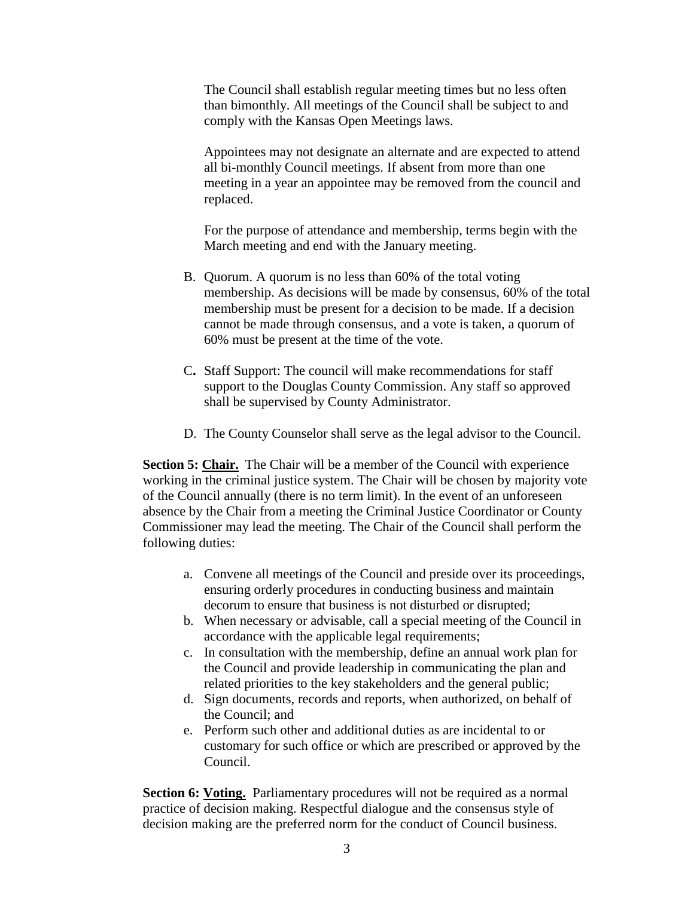The Council shall establish regular meeting times but no less often than bimonthly. All meetings of the Council shall be subject to and comply with the Kansas Open Meetings laws.

Appointees may not designate an alternate and are expected to attend all bi-monthly Council meetings. If absent from more than one meeting in a year an appointee may be removed from the council and replaced.

For the purpose of attendance and membership, terms begin with the March meeting and end with the January meeting.

B. Quorum. A quorum is no less than 60% of the total voting membership. As decisions will be made by consensus, 60% of the total membership must be present for a decision to be made. If a decision cannot be made through consensus, and a vote is taken, a quorum of 60% must be present at the time of the vote.

C**.** Staff Support: The council will make recommendations for staff support to the Douglas County Commission. Any staff so approved shall be supervised by County Administrator.

D. The County Counselor shall serve as the legal advisor to the Council.

**Section 5: <u>Chair.</u>** The Chair will be a member of the Council with experience working in the criminal justice system. The Chair will be chosen by majority vote of the Council annually (there is no term limit). In the event of an unforeseen absence by the Chair from a meeting the Criminal Justice Coordinator or County Commissioner may lead the meeting. The Chair of the Council shall perform the following duties:

a. Convene all meetings of the Council and preside over its proceedings, ensuring orderly procedures in conducting business and maintain decorum to ensure that business is not disturbed or disrupted;
b. When necessary or advisable, call a special meeting of the Council in accordance with the applicable legal requirements;
c. In consultation with the membership, define an annual work plan for the Council and provide leadership in communicating the plan and related priorities to the key stakeholders and the general public;
d. Sign documents, records and reports, when authorized, on behalf of the Council; and
e. Perform such other and additional duties as are incidental to or customary for such office or which are prescribed or approved by the Council.

**Section 6: <u>Voting.</u>** Parliamentary procedures will not be required as a normal practice of decision making. Respectful dialogue and the consensus style of decision making are the preferred norm for the conduct of Council business.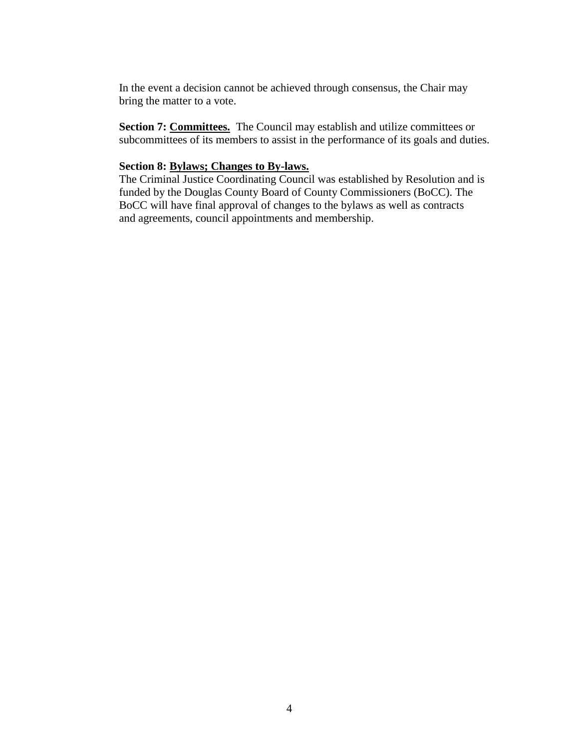In the event a decision cannot be achieved through consensus, the Chair may bring the matter to a vote.

**Section 7: <u>Committees.</u>** The Council may establish and utilize committees or subcommittees of its members to assist in the performance of its goals and duties.

**Section 8: <u>Bylaws; Changes to By-laws.</u>**
The Criminal Justice Coordinating Council was established by Resolution and is funded by the Douglas County Board of County Commissioners (BoCC). The BoCC will have final approval of changes to the bylaws as well as contracts and agreements, council appointments and membership.